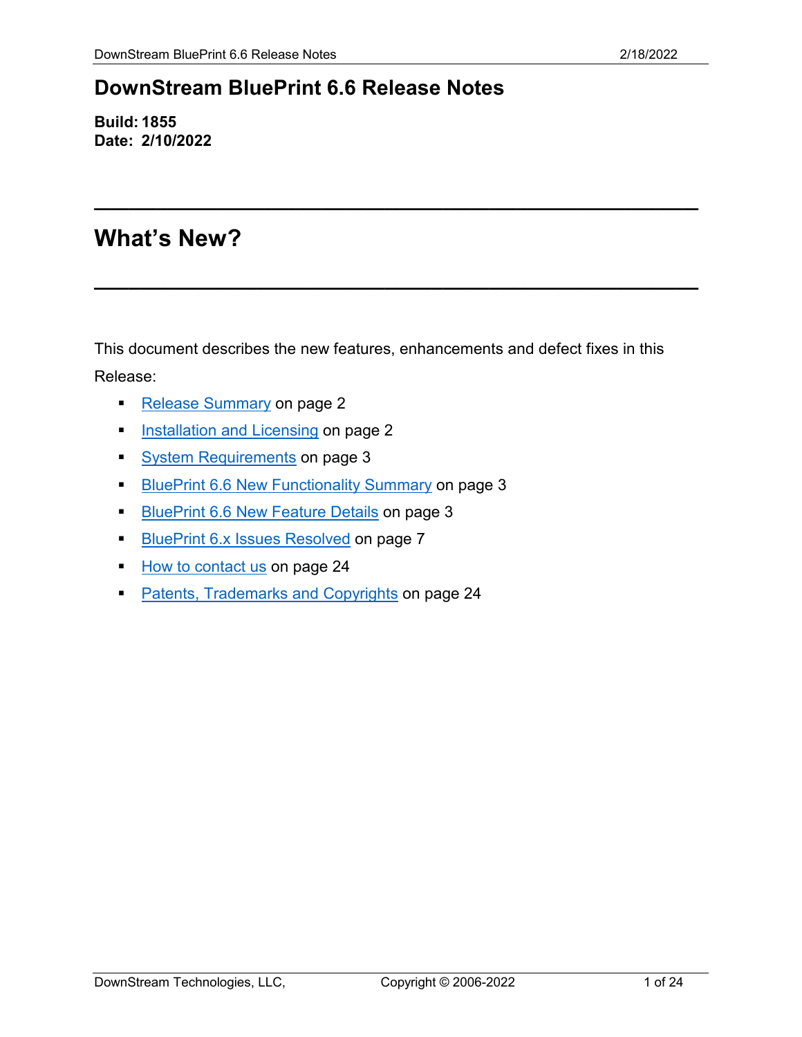# DownStream BluePrint 6.6 Release Notes

**Build: 1855**
**Date: 2/10/2022**

---

# What's New?

---

This document describes the new features, enhancements and defect fixes in this Release:

- Release Summary on page 2
- Installation and Licensing on page 2
- System Requirements on page 3
- BluePrint 6.6 New Functionality Summary on page 3
- BluePrint 6.6 New Feature Details on page 3
- BluePrint 6.x Issues Resolved on page 7
- How to contact us on page 24
- Patents, Trademarks and Copyrights on page 24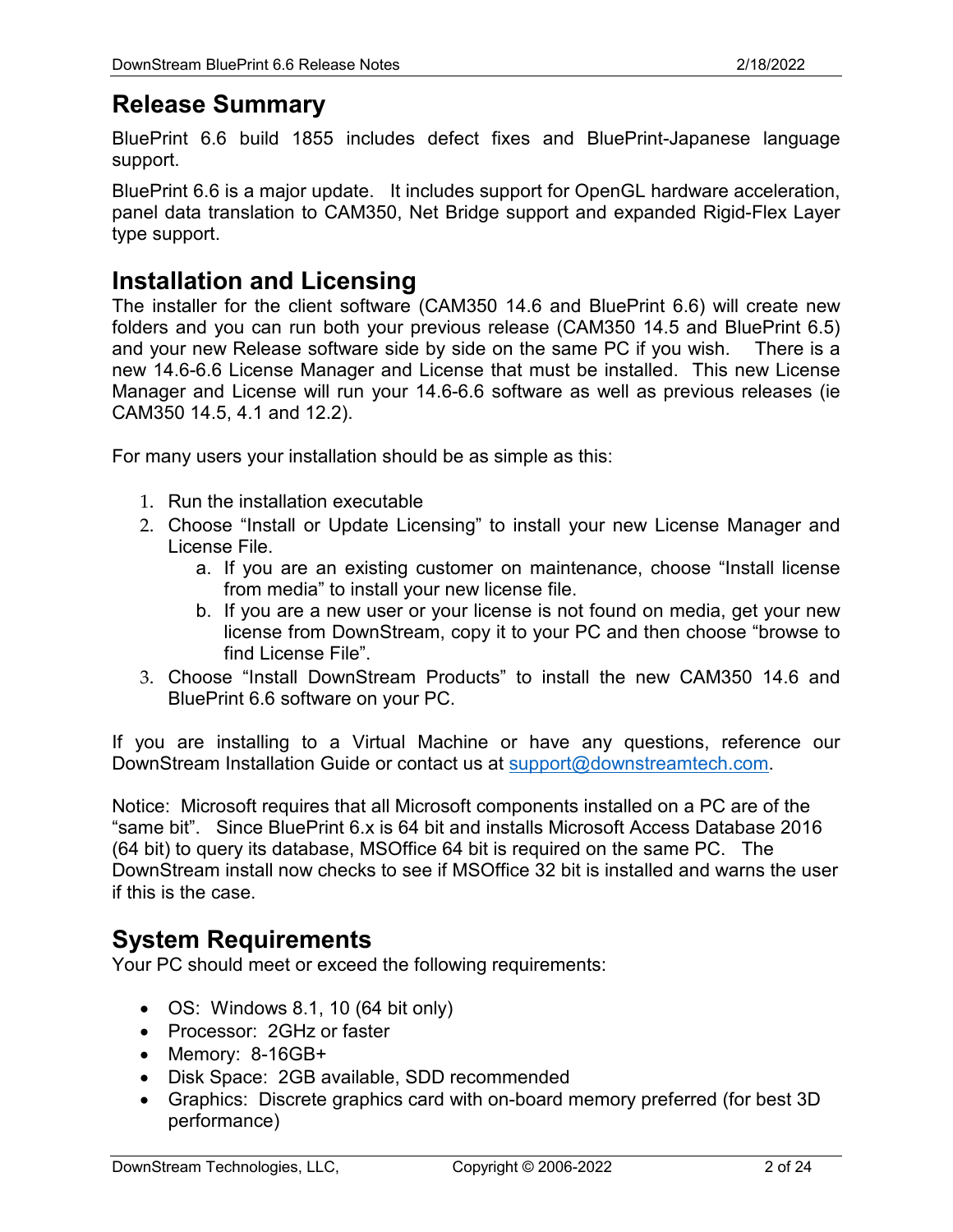## Release Summary

BluePrint 6.6 build 1855 includes defect fixes and BluePrint-Japanese language support.

BluePrint 6.6 is a major update. It includes support for OpenGL hardware acceleration, panel data translation to CAM350, Net Bridge support and expanded Rigid-Flex Layer type support.

## Installation and Licensing

The installer for the client software (CAM350 14.6 and BluePrint 6.6) will create new folders and you can run both your previous release (CAM350 14.5 and BluePrint 6.5) and your new Release software side by side on the same PC if you wish. There is a new 14.6-6.6 License Manager and License that must be installed. This new License Manager and License will run your 14.6-6.6 software as well as previous releases (ie CAM350 14.5, 4.1 and 12.2).

For many users your installation should be as simple as this:

1. Run the installation executable
2. Choose “Install or Update Licensing” to install your new License Manager and License File.
    a. If you are an existing customer on maintenance, choose “Install license from media” to install your new license file.
    b. If you are a new user or your license is not found on media, get your new license from DownStream, copy it to your PC and then choose “browse to find License File”.
3. Choose “Install DownStream Products” to install the new CAM350 14.6 and BluePrint 6.6 software on your PC.

If you are installing to a Virtual Machine or have any questions, reference our DownStream Installation Guide or contact us at support@downstreamtech.com.

Notice: Microsoft requires that all Microsoft components installed on a PC are of the “same bit”. Since BluePrint 6.x is 64 bit and installs Microsoft Access Database 2016 (64 bit) to query its database, MSOffice 64 bit is required on the same PC. The DownStream install now checks to see if MSOffice 32 bit is installed and warns the user if this is the case.

## System Requirements

Your PC should meet or exceed the following requirements:

- OS: Windows 8.1, 10 (64 bit only)
- Processor: 2GHz or faster
- Memory: 8-16GB+
- Disk Space: 2GB available, SDD recommended
- Graphics: Discrete graphics card with on-board memory preferred (for best 3D performance)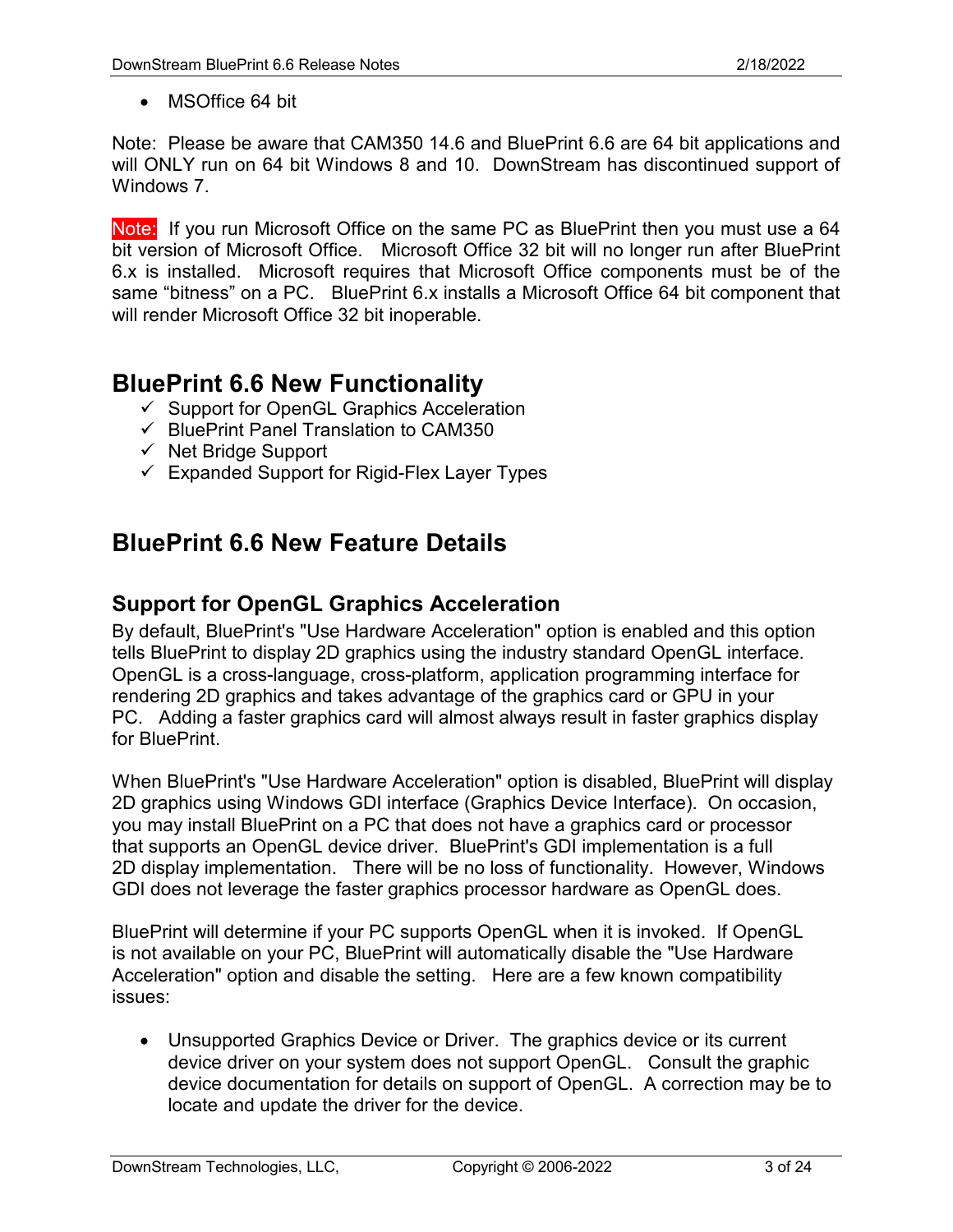- MSOffice 64 bit

Note: Please be aware that CAM350 14.6 and BluePrint 6.6 are 64 bit applications and will ONLY run on 64 bit Windows 8 and 10. DownStream has discontinued support of Windows 7.

Note: If you run Microsoft Office on the same PC as BluePrint then you must use a 64 bit version of Microsoft Office. Microsoft Office 32 bit will no longer run after BluePrint 6.x is installed. Microsoft requires that Microsoft Office components must be of the same "bitness" on a PC. BluePrint 6.x installs a Microsoft Office 64 bit component that will render Microsoft Office 32 bit inoperable.

# BluePrint 6.6 New Functionality

- ✓ Support for OpenGL Graphics Acceleration
- ✓ BluePrint Panel Translation to CAM350
- ✓ Net Bridge Support
- ✓ Expanded Support for Rigid-Flex Layer Types

# BluePrint 6.6 New Feature Details

## Support for OpenGL Graphics Acceleration

By default, BluePrint's "Use Hardware Acceleration" option is enabled and this option tells BluePrint to display 2D graphics using the industry standard OpenGL interface. OpenGL is a cross-language, cross-platform, application programming interface for rendering 2D graphics and takes advantage of the graphics card or GPU in your PC. Adding a faster graphics card will almost always result in faster graphics display for BluePrint.

When BluePrint's "Use Hardware Acceleration" option is disabled, BluePrint will display 2D graphics using Windows GDI interface (Graphics Device Interface). On occasion, you may install BluePrint on a PC that does not have a graphics card or processor that supports an OpenGL device driver. BluePrint's GDI implementation is a full 2D display implementation. There will be no loss of functionality. However, Windows GDI does not leverage the faster graphics processor hardware as OpenGL does.

BluePrint will determine if your PC supports OpenGL when it is invoked. If OpenGL is not available on your PC, BluePrint will automatically disable the "Use Hardware Acceleration" option and disable the setting. Here are a few known compatibility issues:

- Unsupported Graphics Device or Driver. The graphics device or its current device driver on your system does not support OpenGL. Consult the graphic device documentation for details on support of OpenGL. A correction may be to locate and update the driver for the device.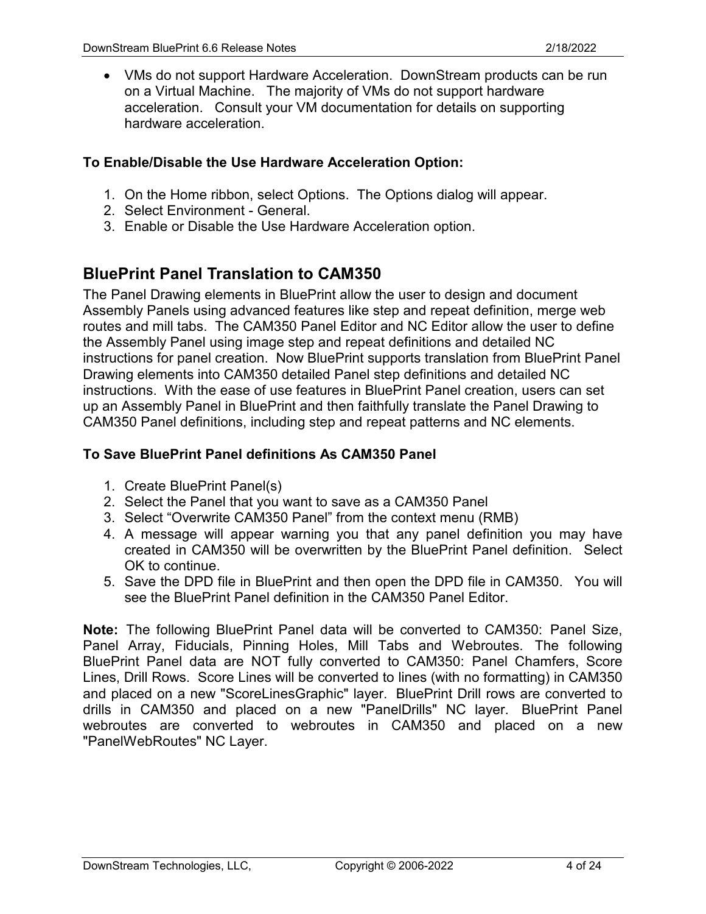- VMs do not support Hardware Acceleration. DownStream products can be run on a Virtual Machine. The majority of VMs do not support hardware acceleration. Consult your VM documentation for details on supporting hardware acceleration.

**To Enable/Disable the Use Hardware Acceleration Option:**

1. On the Home ribbon, select Options. The Options dialog will appear.
2. Select Environment - General.
3. Enable or Disable the Use Hardware Acceleration option.

## BluePrint Panel Translation to CAM350

The Panel Drawing elements in BluePrint allow the user to design and document Assembly Panels using advanced features like step and repeat definition, merge web routes and mill tabs. The CAM350 Panel Editor and NC Editor allow the user to define the Assembly Panel using image step and repeat definitions and detailed NC instructions for panel creation. Now BluePrint supports translation from BluePrint Panel Drawing elements into CAM350 detailed Panel step definitions and detailed NC instructions. With the ease of use features in BluePrint Panel creation, users can set up an Assembly Panel in BluePrint and then faithfully translate the Panel Drawing to CAM350 Panel definitions, including step and repeat patterns and NC elements.

**To Save BluePrint Panel definitions As CAM350 Panel**

1. Create BluePrint Panel(s)
2. Select the Panel that you want to save as a CAM350 Panel
3. Select “Overwrite CAM350 Panel” from the context menu (RMB)
4. A message will appear warning you that any panel definition you may have created in CAM350 will be overwritten by the BluePrint Panel definition. Select OK to continue.
5. Save the DPD file in BluePrint and then open the DPD file in CAM350. You will see the BluePrint Panel definition in the CAM350 Panel Editor.

**Note:** The following BluePrint Panel data will be converted to CAM350: Panel Size, Panel Array, Fiducials, Pinning Holes, Mill Tabs and Webroutes. The following BluePrint Panel data are NOT fully converted to CAM350: Panel Chamfers, Score Lines, Drill Rows. Score Lines will be converted to lines (with no formatting) in CAM350 and placed on a new "ScoreLinesGraphic" layer. BluePrint Drill rows are converted to drills in CAM350 and placed on a new "PanelDrills" NC layer. BluePrint Panel webroutes are converted to webroutes in CAM350 and placed on a new "PanelWebRoutes" NC Layer.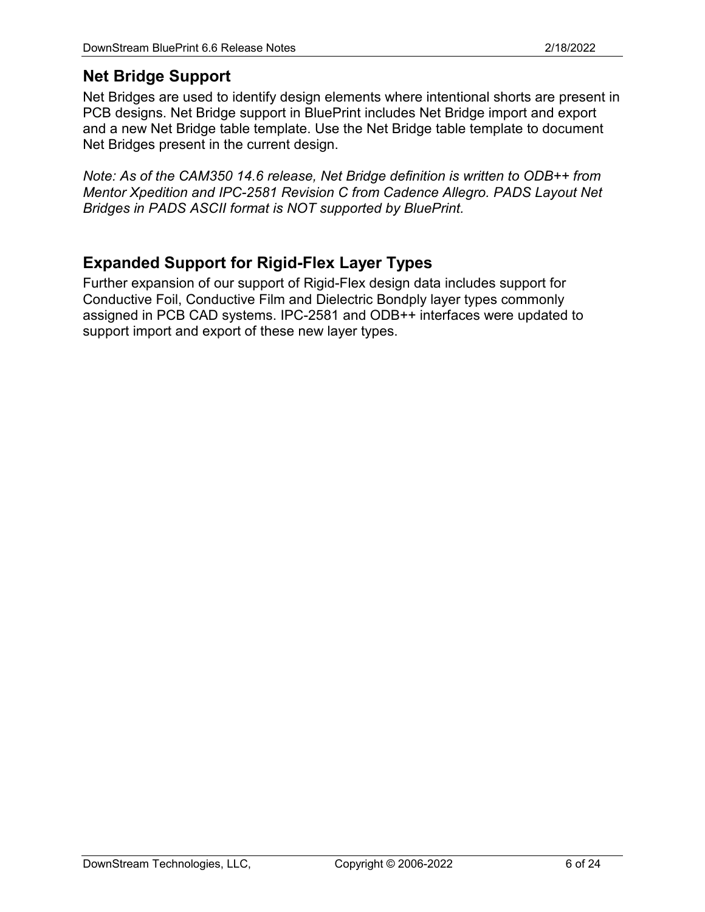## Net Bridge Support

Net Bridges are used to identify design elements where intentional shorts are present in PCB designs. Net Bridge support in BluePrint includes Net Bridge import and export and a new Net Bridge table template. Use the Net Bridge table template to document Net Bridges present in the current design.

*Note: As of the CAM350 14.6 release, Net Bridge definition is written to ODB++ from Mentor Xpedition and IPC-2581 Revision C from Cadence Allegro. PADS Layout Net Bridges in PADS ASCII format is NOT supported by BluePrint.*

## Expanded Support for Rigid-Flex Layer Types

Further expansion of our support of Rigid-Flex design data includes support for Conductive Foil, Conductive Film and Dielectric Bondply layer types commonly assigned in PCB CAD systems. IPC-2581 and ODB++ interfaces were updated to support import and export of these new layer types.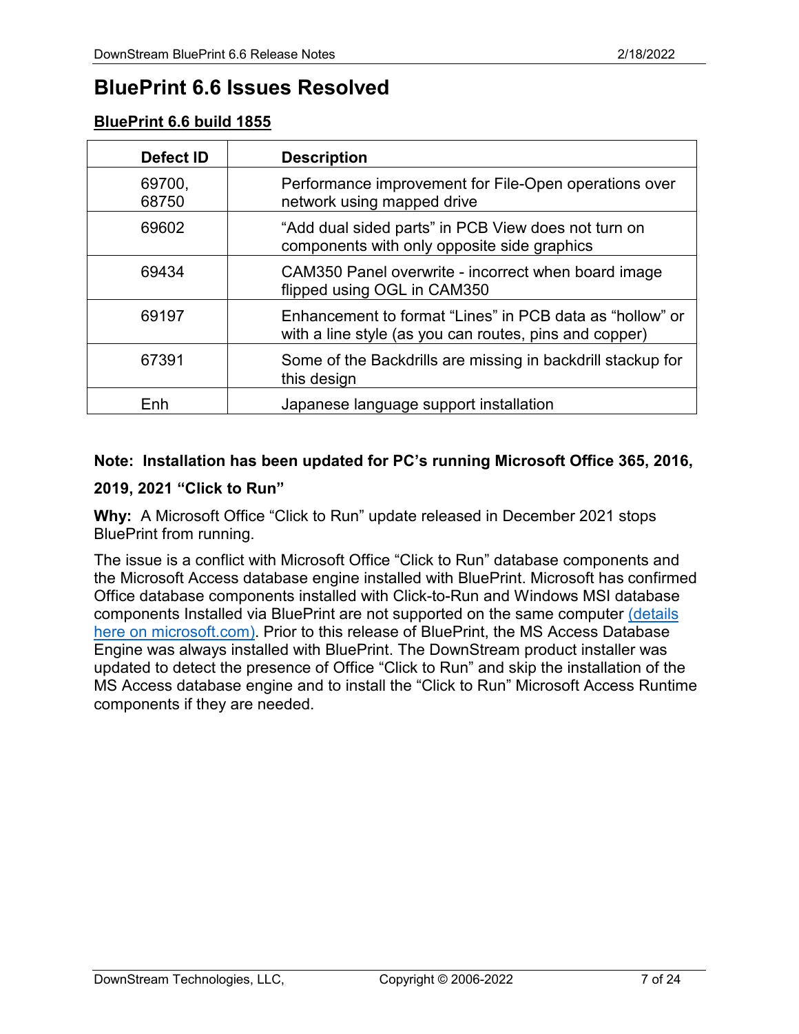# BluePrint 6.6 Issues Resolved

**BluePrint 6.6 build 1855**

| Defect ID | Description |
|---|---|
| 69700, 68750 | Performance improvement for File-Open operations over network using mapped drive |
| 69602 | "Add dual sided parts" in PCB View does not turn on components with only opposite side graphics |
| 69434 | CAM350 Panel overwrite - incorrect when board image flipped using OGL in CAM350 |
| 69197 | Enhancement to format "Lines" in PCB data as "hollow" or with a line style (as you can routes, pins and copper) |
| 67391 | Some of the Backdrills are missing in backdrill stackup for this design |
| Enh | Japanese language support installation |

**Note: Installation has been updated for PC's running Microsoft Office 365, 2016, 2019, 2021 "Click to Run"**

**Why:** A Microsoft Office "Click to Run" update released in December 2021 stops BluePrint from running.

The issue is a conflict with Microsoft Office "Click to Run" database components and the Microsoft Access database engine installed with BluePrint. Microsoft has confirmed Office database components installed with Click-to-Run and Windows MSI database components Installed via BluePrint are not supported on the same computer (details here on microsoft.com). Prior to this release of BluePrint, the MS Access Database Engine was always installed with BluePrint. The DownStream product installer was updated to detect the presence of Office "Click to Run" and skip the installation of the MS Access database engine and to install the "Click to Run" Microsoft Access Runtime components if they are needed.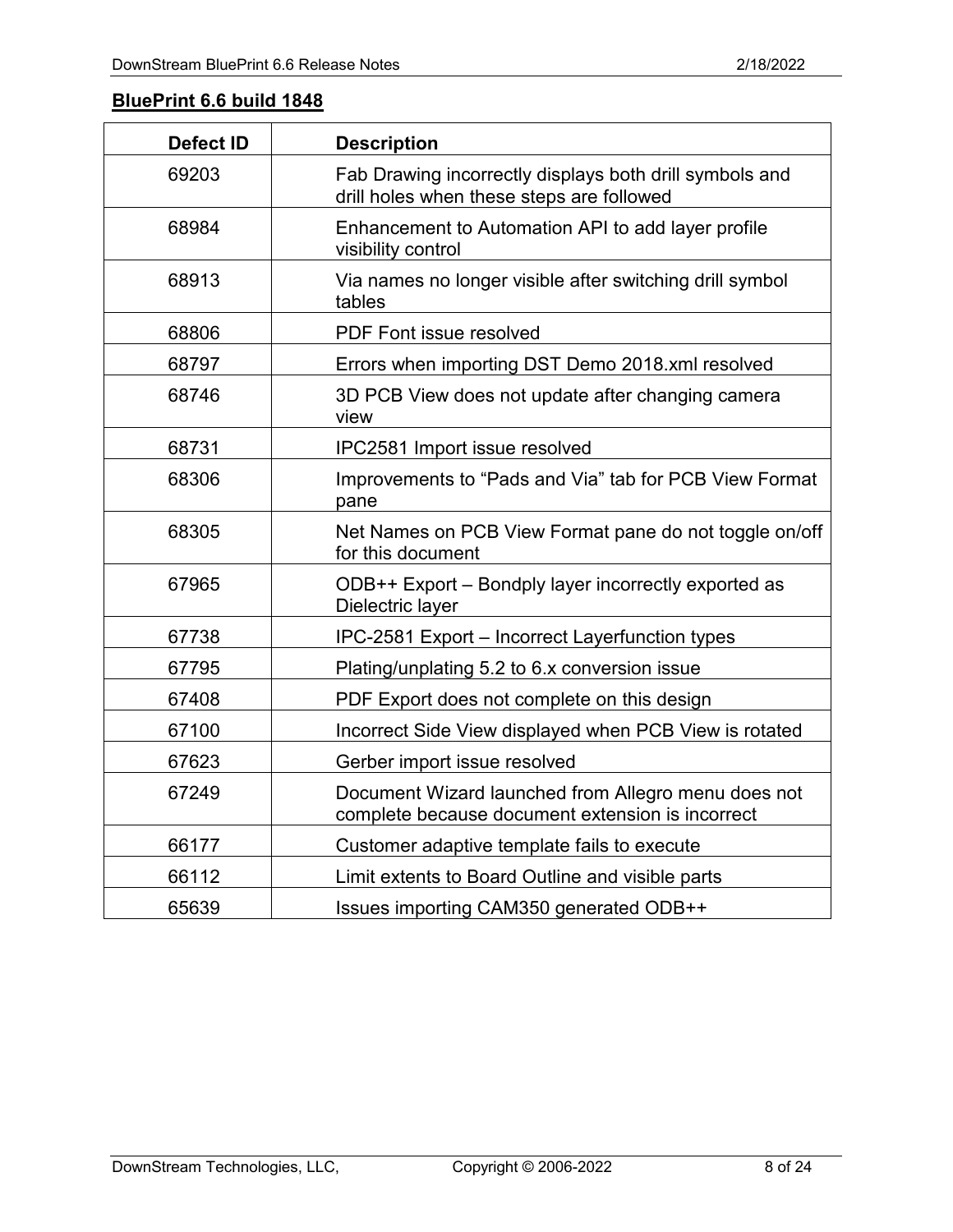## BluePrint 6.6 build 1848

| Defect ID | Description |
|---|---|
| 69203 | Fab Drawing incorrectly displays both drill symbols and drill holes when these steps are followed |
| 68984 | Enhancement to Automation API to add layer profile visibility control |
| 68913 | Via names no longer visible after switching drill symbol tables |
| 68806 | PDF Font issue resolved |
| 68797 | Errors when importing DST Demo 2018.xml resolved |
| 68746 | 3D PCB View does not update after changing camera view |
| 68731 | IPC2581 Import issue resolved |
| 68306 | Improvements to “Pads and Via” tab for PCB View Format pane |
| 68305 | Net Names on PCB View Format pane do not toggle on/off for this document |
| 67965 | ODB++ Export – Bondply layer incorrectly exported as Dielectric layer |
| 67738 | IPC-2581 Export – Incorrect Layerfunction types |
| 67795 | Plating/unplating 5.2 to 6.x conversion issue |
| 67408 | PDF Export does not complete on this design |
| 67100 | Incorrect Side View displayed when PCB View is rotated |
| 67623 | Gerber import issue resolved |
| 67249 | Document Wizard launched from Allegro menu does not complete because document extension is incorrect |
| 66177 | Customer adaptive template fails to execute |
| 66112 | Limit extents to Board Outline and visible parts |
| 65639 | Issues importing CAM350 generated ODB++ |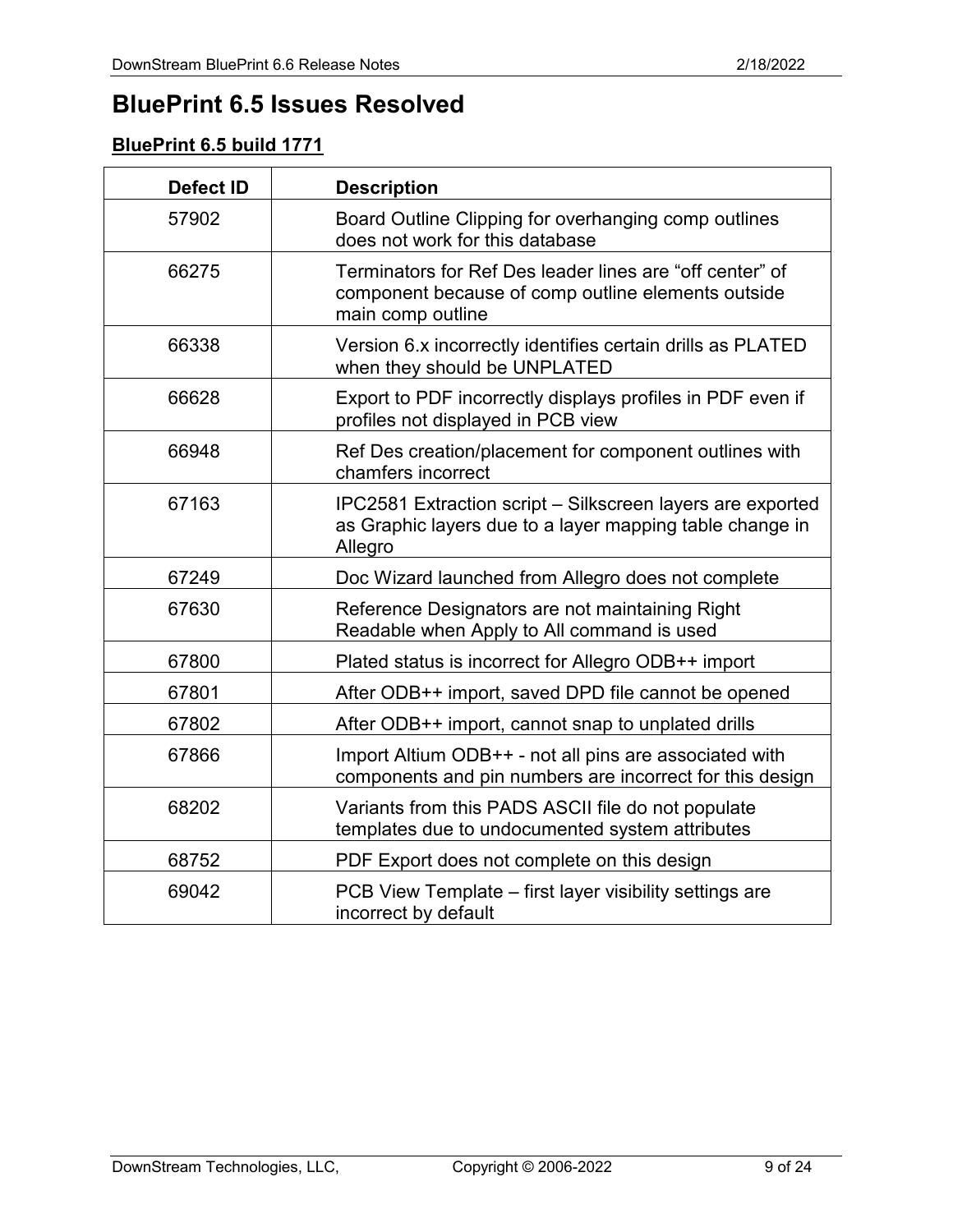# BluePrint 6.5 Issues Resolved

## BluePrint 6.5 build 1771

| Defect ID | Description |
|---|---|
| 57902 | Board Outline Clipping for overhanging comp outlines does not work for this database |
| 66275 | Terminators for Ref Des leader lines are "off center" of component because of comp outline elements outside main comp outline |
| 66338 | Version 6.x incorrectly identifies certain drills as PLATED when they should be UNPLATED |
| 66628 | Export to PDF incorrectly displays profiles in PDF even if profiles not displayed in PCB view |
| 66948 | Ref Des creation/placement for component outlines with chamfers incorrect |
| 67163 | IPC2581 Extraction script – Silkscreen layers are exported as Graphic layers due to a layer mapping table change in Allegro |
| 67249 | Doc Wizard launched from Allegro does not complete |
| 67630 | Reference Designators are not maintaining Right Readable when Apply to All command is used |
| 67800 | Plated status is incorrect for Allegro ODB++ import |
| 67801 | After ODB++ import, saved DPD file cannot be opened |
| 67802 | After ODB++ import, cannot snap to unplated drills |
| 67866 | Import Altium ODB++ - not all pins are associated with components and pin numbers are incorrect for this design |
| 68202 | Variants from this PADS ASCII file do not populate templates due to undocumented system attributes |
| 68752 | PDF Export does not complete on this design |
| 69042 | PCB View Template – first layer visibility settings are incorrect by default |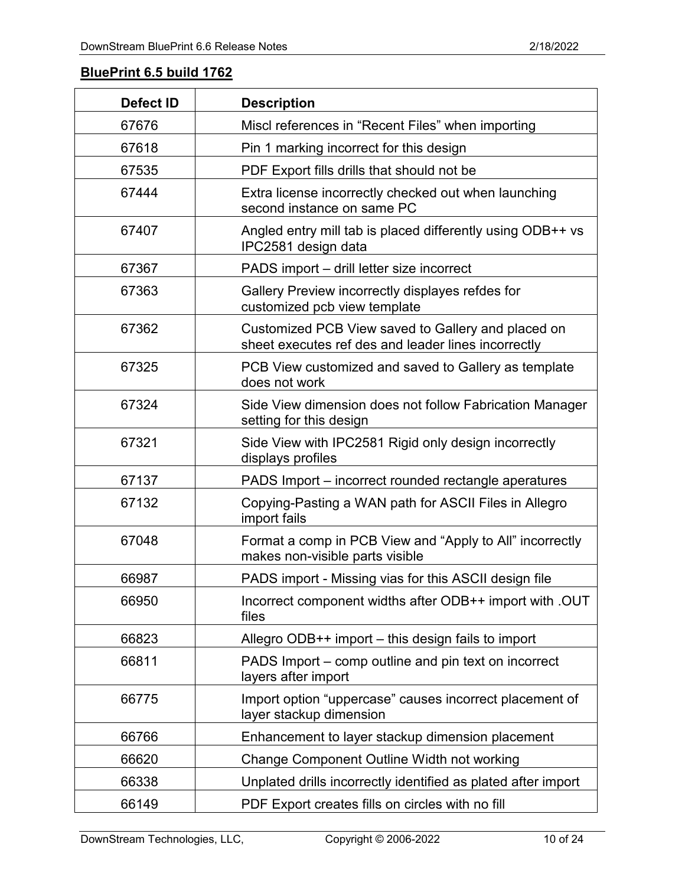**BluePrint 6.5 build 1762**

| Defect ID | Description |
|---|---|
| 67676 | Miscl references in “Recent Files” when importing |
| 67618 | Pin 1 marking incorrect for this design |
| 67535 | PDF Export fills drills that should not be |
| 67444 | Extra license incorrectly checked out when launching second instance on same PC |
| 67407 | Angled entry mill tab is placed differently using ODB++ vs IPC2581 design data |
| 67367 | PADS import – drill letter size incorrect |
| 67363 | Gallery Preview incorrectly displayes refdes for customized pcb view template |
| 67362 | Customized PCB View saved to Gallery and placed on sheet executes ref des and leader lines incorrectly |
| 67325 | PCB View customized and saved to Gallery as template does not work |
| 67324 | Side View dimension does not follow Fabrication Manager setting for this design |
| 67321 | Side View with IPC2581 Rigid only design incorrectly displays profiles |
| 67137 | PADS Import – incorrect rounded rectangle aperatures |
| 67132 | Copying-Pasting a WAN path for ASCII Files in Allegro import fails |
| 67048 | Format a comp in PCB View and “Apply to All” incorrectly makes non-visible parts visible |
| 66987 | PADS import - Missing vias for this ASCII design file |
| 66950 | Incorrect component widths after ODB++ import with .OUT files |
| 66823 | Allegro ODB++ import – this design fails to import |
| 66811 | PADS Import – comp outline and pin text on incorrect layers after import |
| 66775 | Import option “uppercase” causes incorrect placement of layer stackup dimension |
| 66766 | Enhancement to layer stackup dimension placement |
| 66620 | Change Component Outline Width not working |
| 66338 | Unplated drills incorrectly identified as plated after import |
| 66149 | PDF Export creates fills on circles with no fill |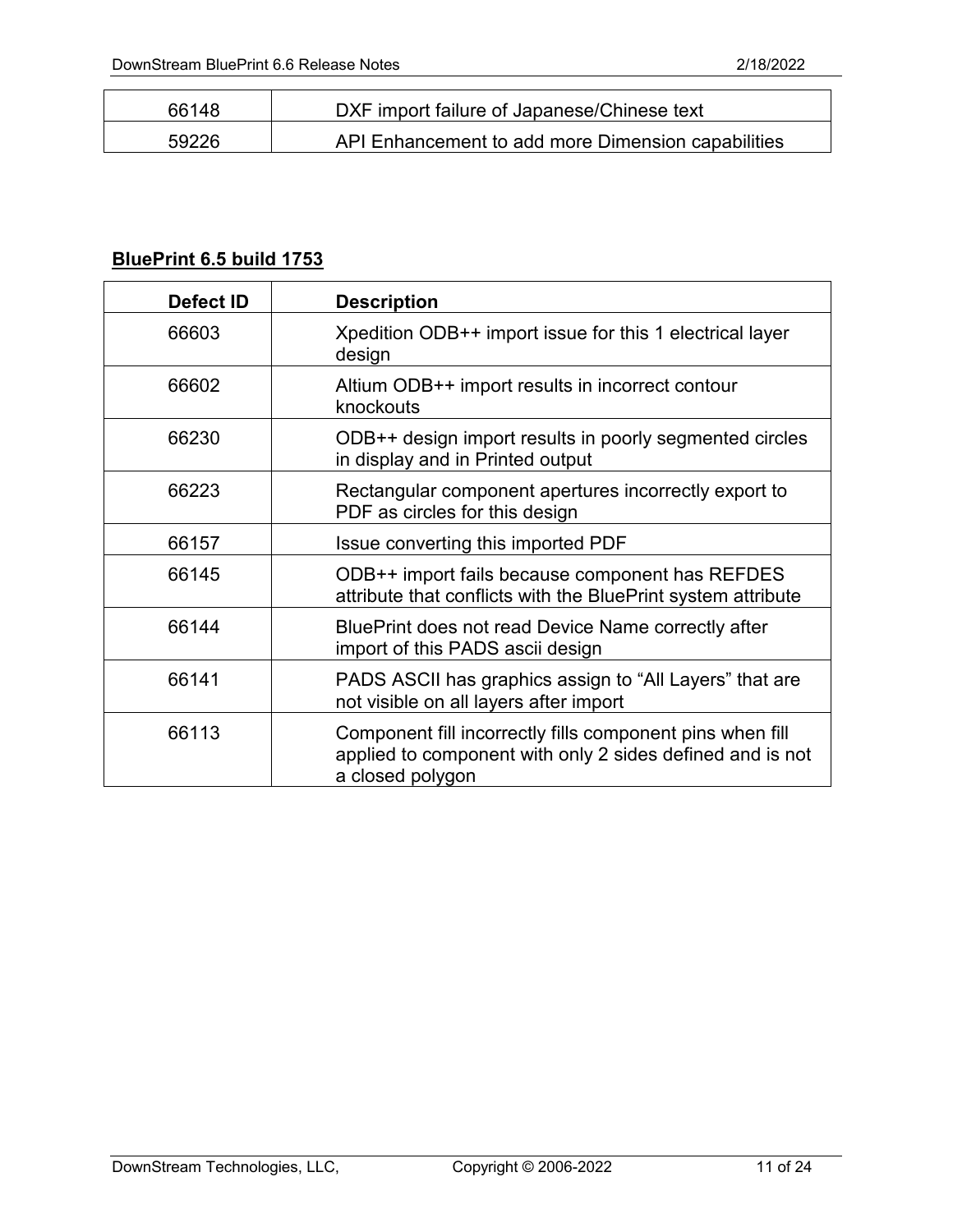| | |
|---|---|
| 66148 | DXF import failure of Japanese/Chinese text |
| 59226 | API Enhancement to add more Dimension capabilities |

**BluePrint 6.5 build 1753**

| Defect ID | Description |
|---|---|
| 66603 | Xpedition ODB++ import issue for this 1 electrical layer design |
| 66602 | Altium ODB++ import results in incorrect contour knockouts |
| 66230 | ODB++ design import results in poorly segmented circles in display and in Printed output |
| 66223 | Rectangular component apertures incorrectly export to PDF as circles for this design |
| 66157 | Issue converting this imported PDF |
| 66145 | ODB++ import fails because component has REFDES attribute that conflicts with the BluePrint system attribute |
| 66144 | BluePrint does not read Device Name correctly after import of this PADS ascii design |
| 66141 | PADS ASCII has graphics assign to “All Layers” that are not visible on all layers after import |
| 66113 | Component fill incorrectly fills component pins when fill applied to component with only 2 sides defined and is not a closed polygon |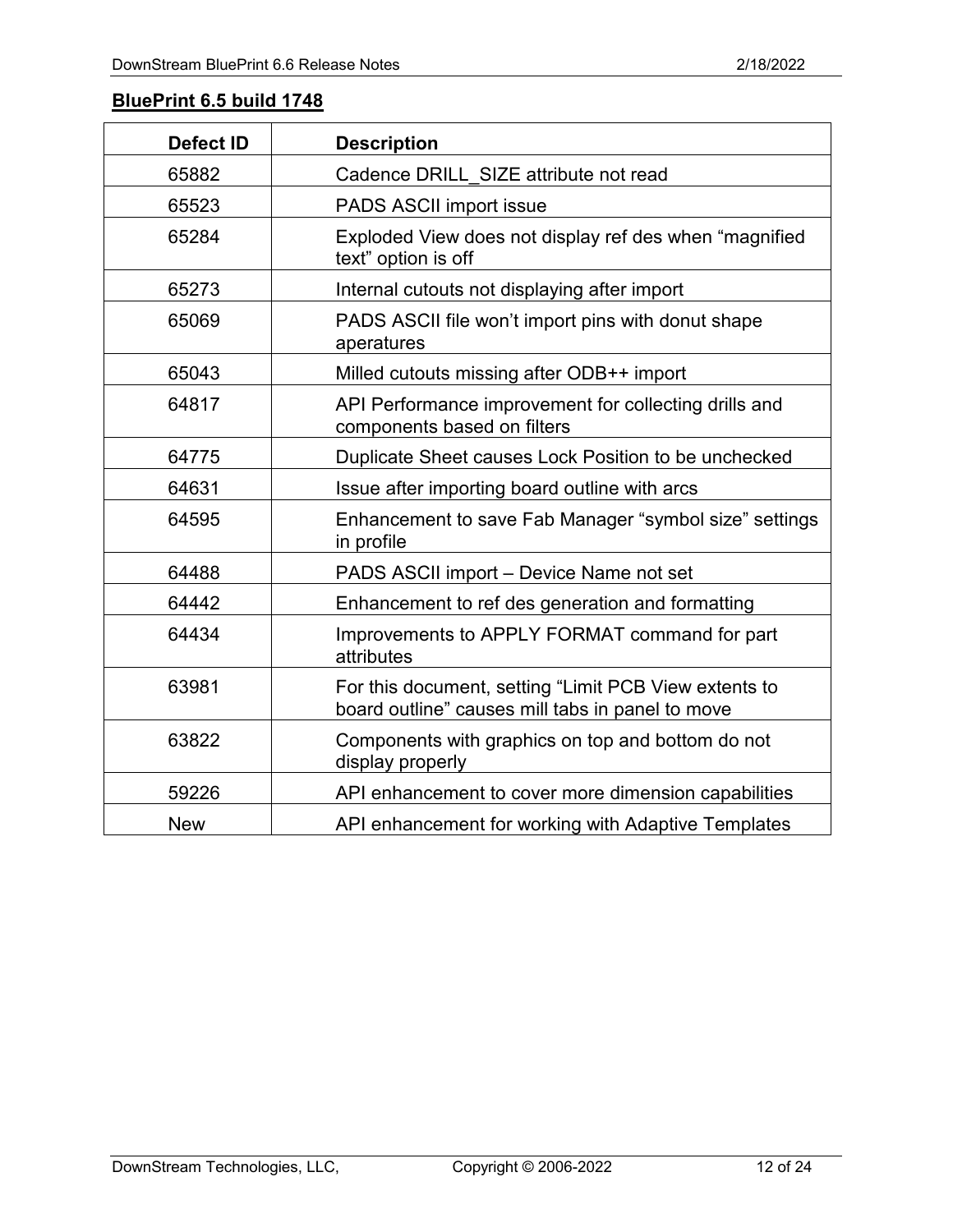**BluePrint 6.5 build 1748**

| Defect ID | Description |
|---|---|
| 65882 | Cadence DRILL_SIZE attribute not read |
| 65523 | PADS ASCII import issue |
| 65284 | Exploded View does not display ref des when “magnified text” option is off |
| 65273 | Internal cutouts not displaying after import |
| 65069 | PADS ASCII file won’t import pins with donut shape aperatures |
| 65043 | Milled cutouts missing after ODB++ import |
| 64817 | API Performance improvement for collecting drills and components based on filters |
| 64775 | Duplicate Sheet causes Lock Position to be unchecked |
| 64631 | Issue after importing board outline with arcs |
| 64595 | Enhancement to save Fab Manager “symbol size” settings in profile |
| 64488 | PADS ASCII import – Device Name not set |
| 64442 | Enhancement to ref des generation and formatting |
| 64434 | Improvements to APPLY FORMAT command for part attributes |
| 63981 | For this document, setting “Limit PCB View extents to board outline” causes mill tabs in panel to move |
| 63822 | Components with graphics on top and bottom do not display properly |
| 59226 | API enhancement to cover more dimension capabilities |
| New | API enhancement for working with Adaptive Templates |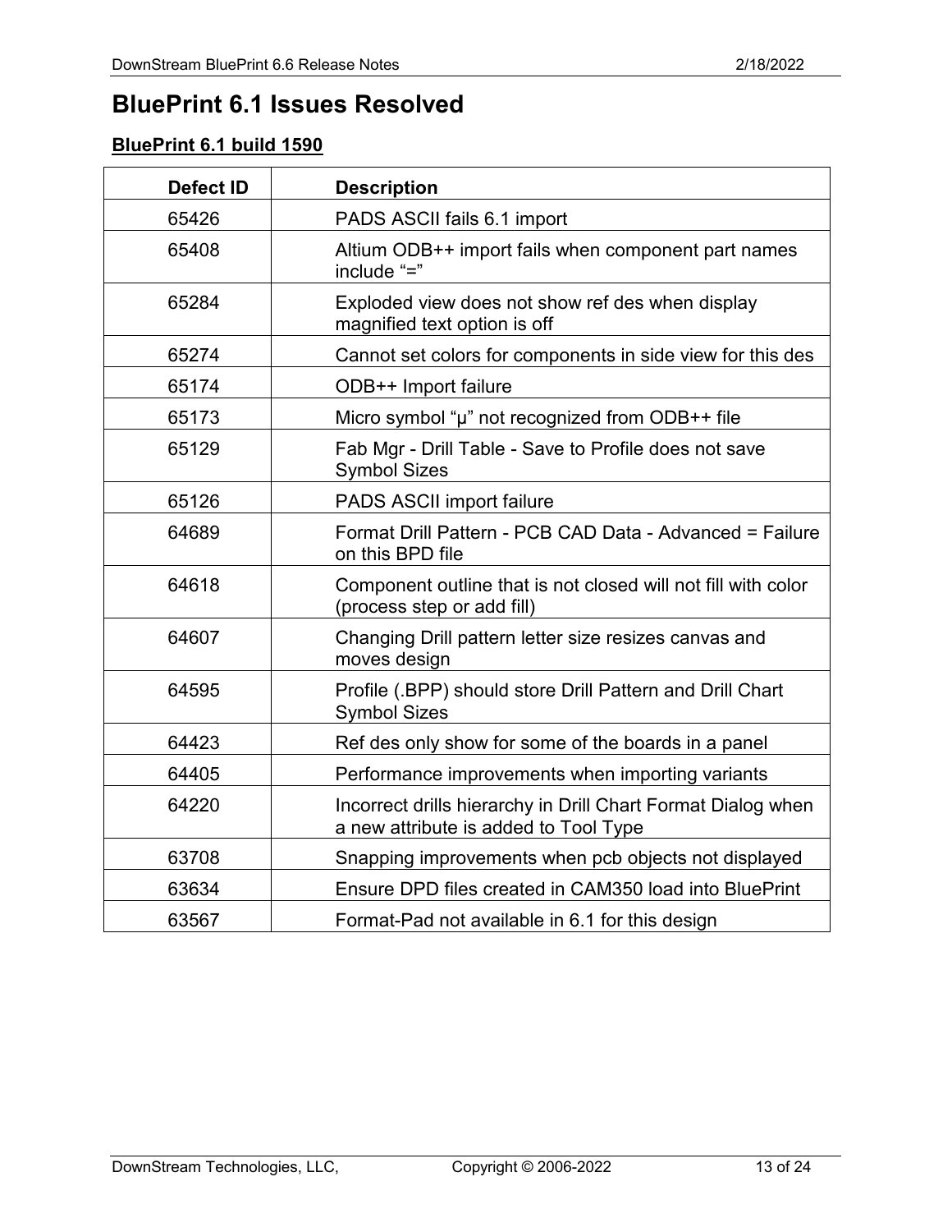# BluePrint 6.1 Issues Resolved

## BluePrint 6.1 build 1590

| Defect ID | Description |
|---|---|
| 65426 | PADS ASCII fails 6.1 import |
| 65408 | Altium ODB++ import fails when component part names include “=” |
| 65284 | Exploded view does not show ref des when display magnified text option is off |
| 65274 | Cannot set colors for components in side view for this des |
| 65174 | ODB++ Import failure |
| 65173 | Micro symbol “µ” not recognized from ODB++ file |
| 65129 | Fab Mgr - Drill Table - Save to Profile does not save Symbol Sizes |
| 65126 | PADS ASCII import failure |
| 64689 | Format Drill Pattern - PCB CAD Data - Advanced = Failure on this BPD file |
| 64618 | Component outline that is not closed will not fill with color (process step or add fill) |
| 64607 | Changing Drill pattern letter size resizes canvas and moves design |
| 64595 | Profile (.BPP) should store Drill Pattern and Drill Chart Symbol Sizes |
| 64423 | Ref des only show for some of the boards in a panel |
| 64405 | Performance improvements when importing variants |
| 64220 | Incorrect drills hierarchy in Drill Chart Format Dialog when a new attribute is added to Tool Type |
| 63708 | Snapping improvements when pcb objects not displayed |
| 63634 | Ensure DPD files created in CAM350 load into BluePrint |
| 63567 | Format-Pad not available in 6.1 for this design |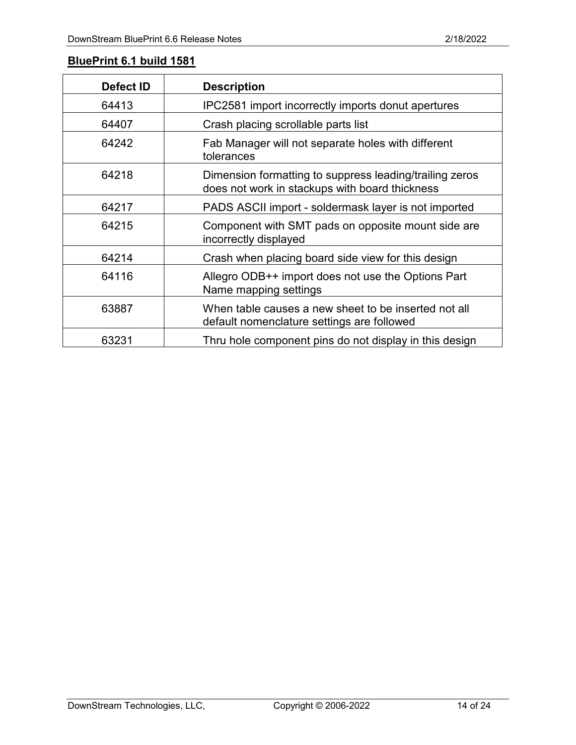## BluePrint 6.1 build 1581

| Defect ID | Description |
| --- | --- |
| 64413 | IPC2581 import incorrectly imports donut apertures |
| 64407 | Crash placing scrollable parts list |
| 64242 | Fab Manager will not separate holes with different tolerances |
| 64218 | Dimension formatting to suppress leading/trailing zeros does not work in stackups with board thickness |
| 64217 | PADS ASCII import - soldermask layer is not imported |
| 64215 | Component with SMT pads on opposite mount side are incorrectly displayed |
| 64214 | Crash when placing board side view for this design |
| 64116 | Allegro ODB++ import does not use the Options Part Name mapping settings |
| 63887 | When table causes a new sheet to be inserted not all default nomenclature settings are followed |
| 63231 | Thru hole component pins do not display in this design |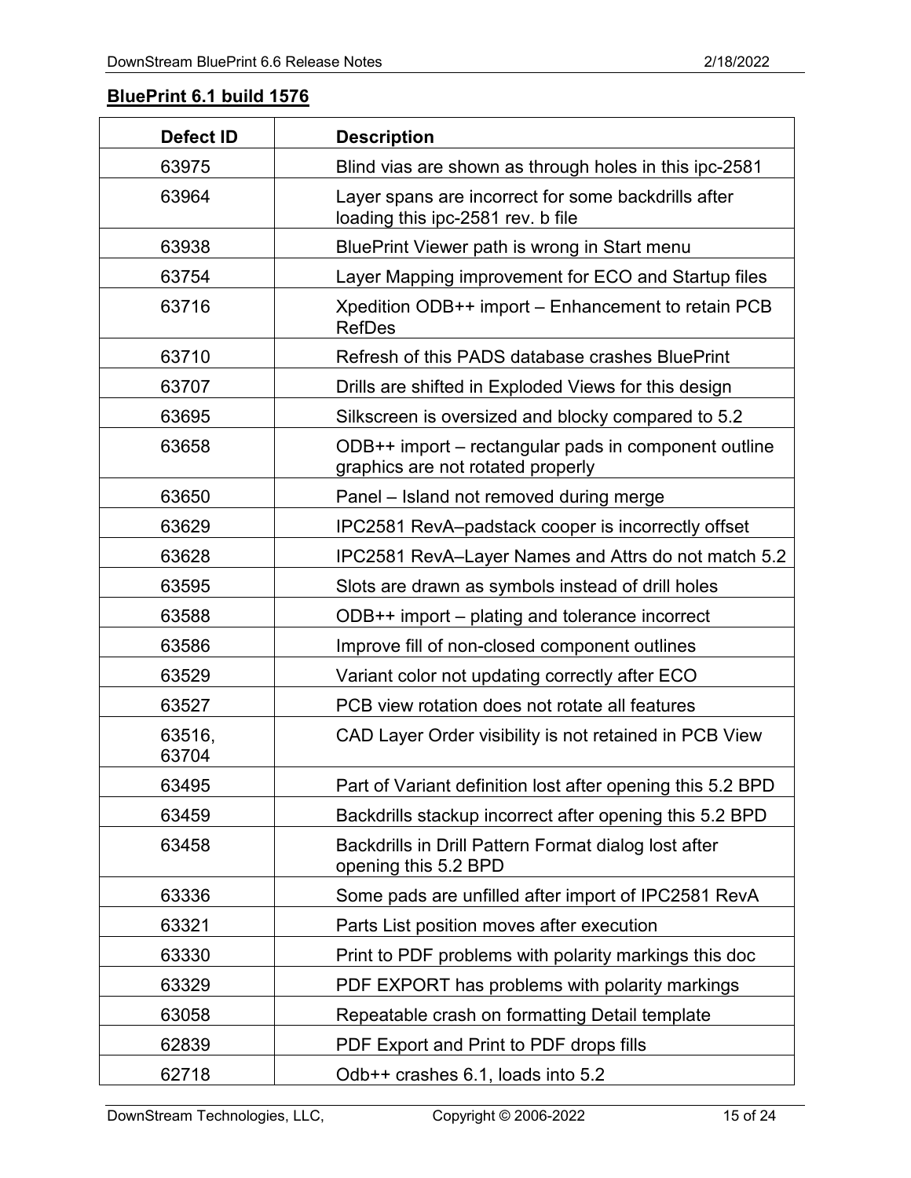## BluePrint 6.1 build 1576

| Defect ID | Description |
|---|---|
| 63975 | Blind vias are shown as through holes in this ipc-2581 |
| 63964 | Layer spans are incorrect for some backdrills after loading this ipc-2581 rev. b file |
| 63938 | BluePrint Viewer path is wrong in Start menu |
| 63754 | Layer Mapping improvement for ECO and Startup files |
| 63716 | Xpedition ODB++ import – Enhancement to retain PCB RefDes |
| 63710 | Refresh of this PADS database crashes BluePrint |
| 63707 | Drills are shifted in Exploded Views for this design |
| 63695 | Silkscreen is oversized and blocky compared to 5.2 |
| 63658 | ODB++ import – rectangular pads in component outline graphics are not rotated properly |
| 63650 | Panel – Island not removed during merge |
| 63629 | IPC2581 RevA–padstack cooper is incorrectly offset |
| 63628 | IPC2581 RevA–Layer Names and Attrs do not match 5.2 |
| 63595 | Slots are drawn as symbols instead of drill holes |
| 63588 | ODB++ import – plating and tolerance incorrect |
| 63586 | Improve fill of non-closed component outlines |
| 63529 | Variant color not updating correctly after ECO |
| 63527 | PCB view rotation does not rotate all features |
| 63516, 63704 | CAD Layer Order visibility is not retained in PCB View |
| 63495 | Part of Variant definition lost after opening this 5.2 BPD |
| 63459 | Backdrills stackup incorrect after opening this 5.2 BPD |
| 63458 | Backdrills in Drill Pattern Format dialog lost after opening this 5.2 BPD |
| 63336 | Some pads are unfilled after import of IPC2581 RevA |
| 63321 | Parts List position moves after execution |
| 63330 | Print to PDF problems with polarity markings this doc |
| 63329 | PDF EXPORT has problems with polarity markings |
| 63058 | Repeatable crash on formatting Detail template |
| 62839 | PDF Export and Print to PDF drops fills |
| 62718 | Odb++ crashes 6.1, loads into 5.2 |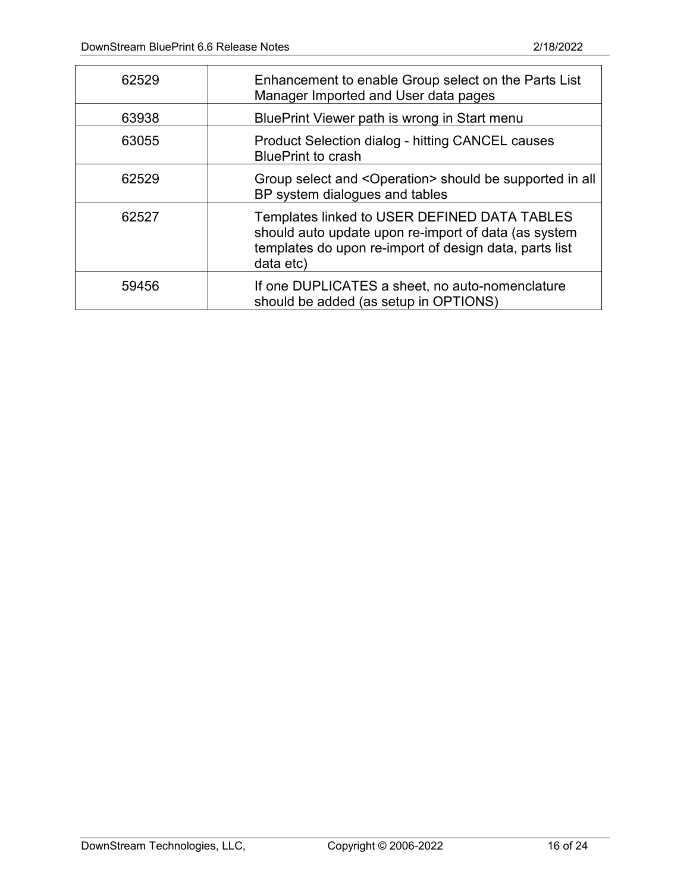| | |
|---|---|
| 62529 | Enhancement to enable Group select on the Parts List Manager Imported and User data pages |
| 63938 | BluePrint Viewer path is wrong in Start menu |
| 63055 | Product Selection dialog - hitting CANCEL causes BluePrint to crash |
| 62529 | Group select and <Operation> should be supported in all BP system dialogues and tables |
| 62527 | Templates linked to USER DEFINED DATA TABLES should auto update upon re-import of data (as system templates do upon re-import of design data, parts list data etc) |
| 59456 | If one DUPLICATES a sheet, no auto-nomenclature should be added (as setup in OPTIONS) |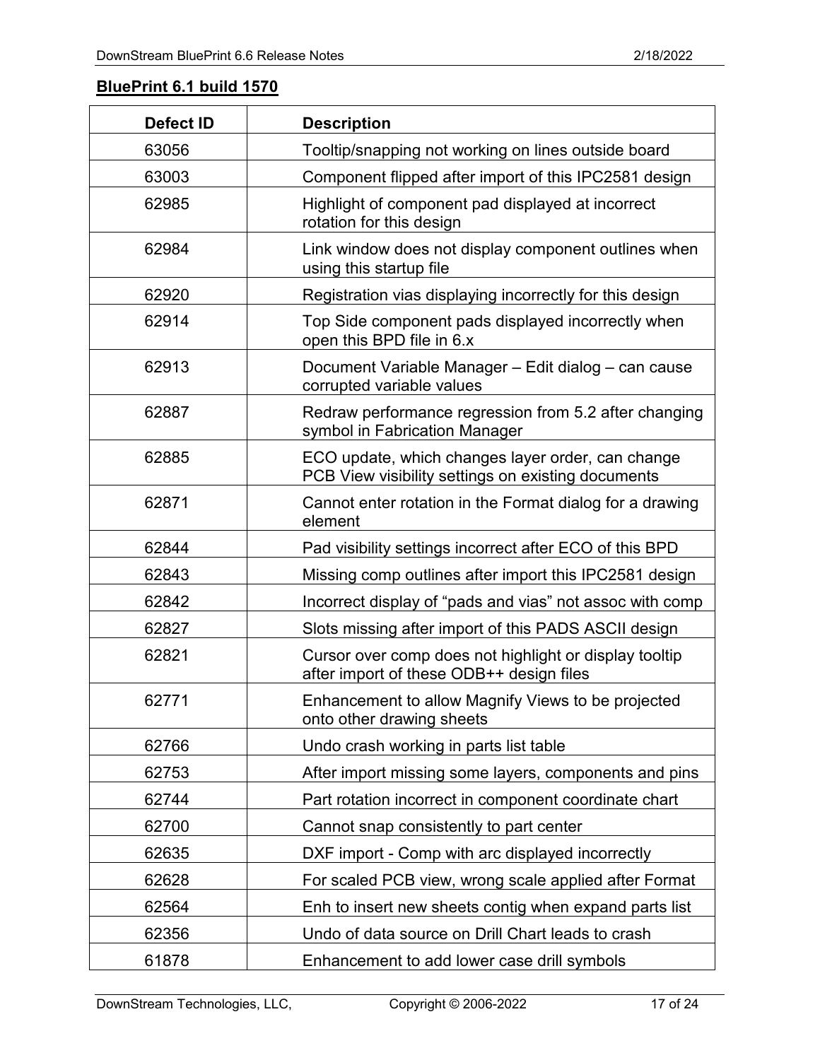**BluePrint 6.1 build 1570**

| Defect ID | Description |
| --- | --- |
| 63056 | Tooltip/snapping not working on lines outside board |
| 63003 | Component flipped after import of this IPC2581 design |
| 62985 | Highlight of component pad displayed at incorrect rotation for this design |
| 62984 | Link window does not display component outlines when using this startup file |
| 62920 | Registration vias displaying incorrectly for this design |
| 62914 | Top Side component pads displayed incorrectly when open this BPD file in 6.x |
| 62913 | Document Variable Manager – Edit dialog – can cause corrupted variable values |
| 62887 | Redraw performance regression from 5.2 after changing symbol in Fabrication Manager |
| 62885 | ECO update, which changes layer order, can change PCB View visibility settings on existing documents |
| 62871 | Cannot enter rotation in the Format dialog for a drawing element |
| 62844 | Pad visibility settings incorrect after ECO of this BPD |
| 62843 | Missing comp outlines after import this IPC2581 design |
| 62842 | Incorrect display of “pads and vias” not assoc with comp |
| 62827 | Slots missing after import of this PADS ASCII design |
| 62821 | Cursor over comp does not highlight or display tooltip after import of these ODB++ design files |
| 62771 | Enhancement to allow Magnify Views to be projected onto other drawing sheets |
| 62766 | Undo crash working in parts list table |
| 62753 | After import missing some layers, components and pins |
| 62744 | Part rotation incorrect in component coordinate chart |
| 62700 | Cannot snap consistently to part center |
| 62635 | DXF import - Comp with arc displayed incorrectly |
| 62628 | For scaled PCB view, wrong scale applied after Format |
| 62564 | Enh to insert new sheets contig when expand parts list |
| 62356 | Undo of data source on Drill Chart leads to crash |
| 61878 | Enhancement to add lower case drill symbols |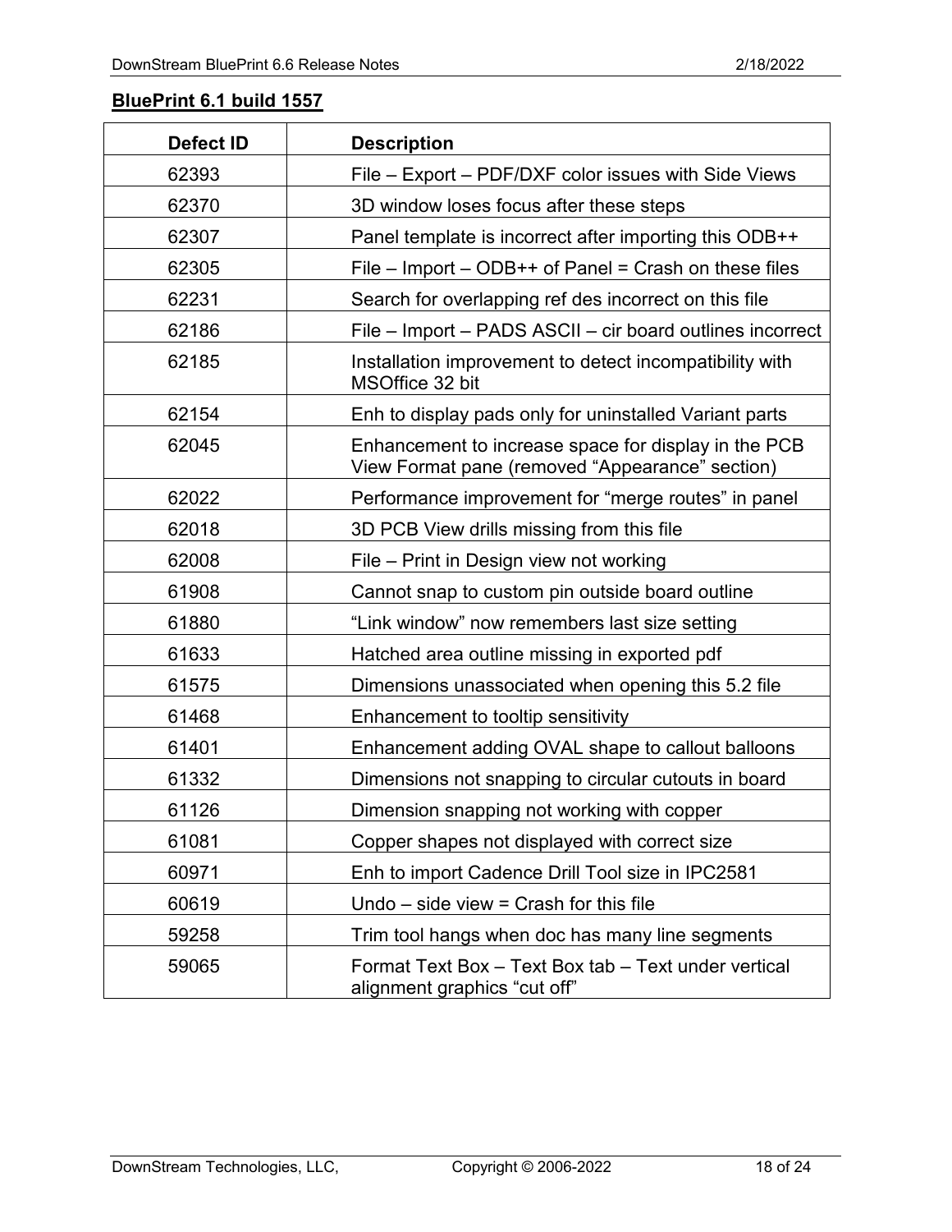**BluePrint 6.1 build 1557**

| Defect ID | Description |
| --- | --- |
| 62393 | File – Export – PDF/DXF color issues with Side Views |
| 62370 | 3D window loses focus after these steps |
| 62307 | Panel template is incorrect after importing this ODB++ |
| 62305 | File – Import – ODB++ of Panel = Crash on these files |
| 62231 | Search for overlapping ref des incorrect on this file |
| 62186 | File – Import – PADS ASCII – cir board outlines incorrect |
| 62185 | Installation improvement to detect incompatibility with MSOffice 32 bit |
| 62154 | Enh to display pads only for uninstalled Variant parts |
| 62045 | Enhancement to increase space for display in the PCB View Format pane (removed “Appearance” section) |
| 62022 | Performance improvement for “merge routes” in panel |
| 62018 | 3D PCB View drills missing from this file |
| 62008 | File – Print in Design view not working |
| 61908 | Cannot snap to custom pin outside board outline |
| 61880 | “Link window” now remembers last size setting |
| 61633 | Hatched area outline missing in exported pdf |
| 61575 | Dimensions unassociated when opening this 5.2 file |
| 61468 | Enhancement to tooltip sensitivity |
| 61401 | Enhancement adding OVAL shape to callout balloons |
| 61332 | Dimensions not snapping to circular cutouts in board |
| 61126 | Dimension snapping not working with copper |
| 61081 | Copper shapes not displayed with correct size |
| 60971 | Enh to import Cadence Drill Tool size in IPC2581 |
| 60619 | Undo – side view = Crash for this file |
| 59258 | Trim tool hangs when doc has many line segments |
| 59065 | Format Text Box – Text Box tab – Text under vertical alignment graphics “cut off” |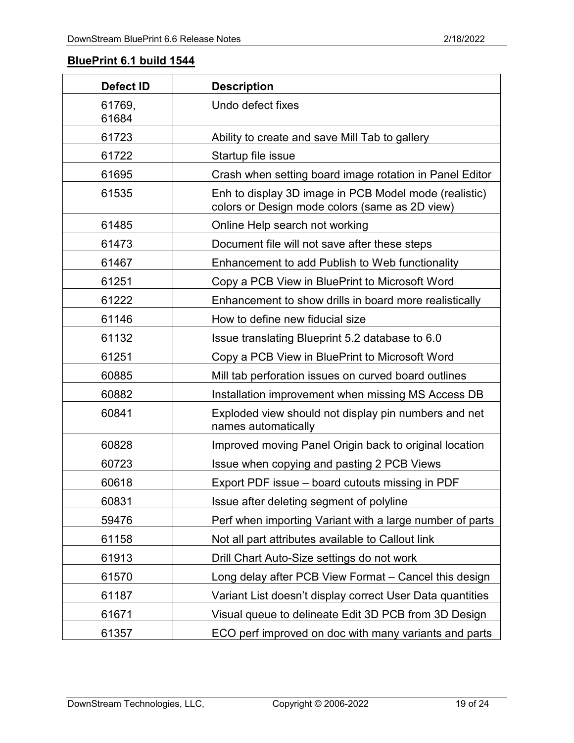## BluePrint 6.1 build 1544

| Defect ID | Description |
|---|---|
| 61769, 61684 | Undo defect fixes |
| 61723 | Ability to create and save Mill Tab to gallery |
| 61722 | Startup file issue |
| 61695 | Crash when setting board image rotation in Panel Editor |
| 61535 | Enh to display 3D image in PCB Model mode (realistic) colors or Design mode colors (same as 2D view) |
| 61485 | Online Help search not working |
| 61473 | Document file will not save after these steps |
| 61467 | Enhancement to add Publish to Web functionality |
| 61251 | Copy a PCB View in BluePrint to Microsoft Word |
| 61222 | Enhancement to show drills in board more realistically |
| 61146 | How to define new fiducial size |
| 61132 | Issue translating Blueprint 5.2 database to 6.0 |
| 61251 | Copy a PCB View in BluePrint to Microsoft Word |
| 60885 | Mill tab perforation issues on curved board outlines |
| 60882 | Installation improvement when missing MS Access DB |
| 60841 | Exploded view should not display pin numbers and net names automatically |
| 60828 | Improved moving Panel Origin back to original location |
| 60723 | Issue when copying and pasting 2 PCB Views |
| 60618 | Export PDF issue – board cutouts missing in PDF |
| 60831 | Issue after deleting segment of polyline |
| 59476 | Perf when importing Variant with a large number of parts |
| 61158 | Not all part attributes available to Callout link |
| 61913 | Drill Chart Auto-Size settings do not work |
| 61570 | Long delay after PCB View Format – Cancel this design |
| 61187 | Variant List doesn't display correct User Data quantities |
| 61671 | Visual queue to delineate Edit 3D PCB from 3D Design |
| 61357 | ECO perf improved on doc with many variants and parts |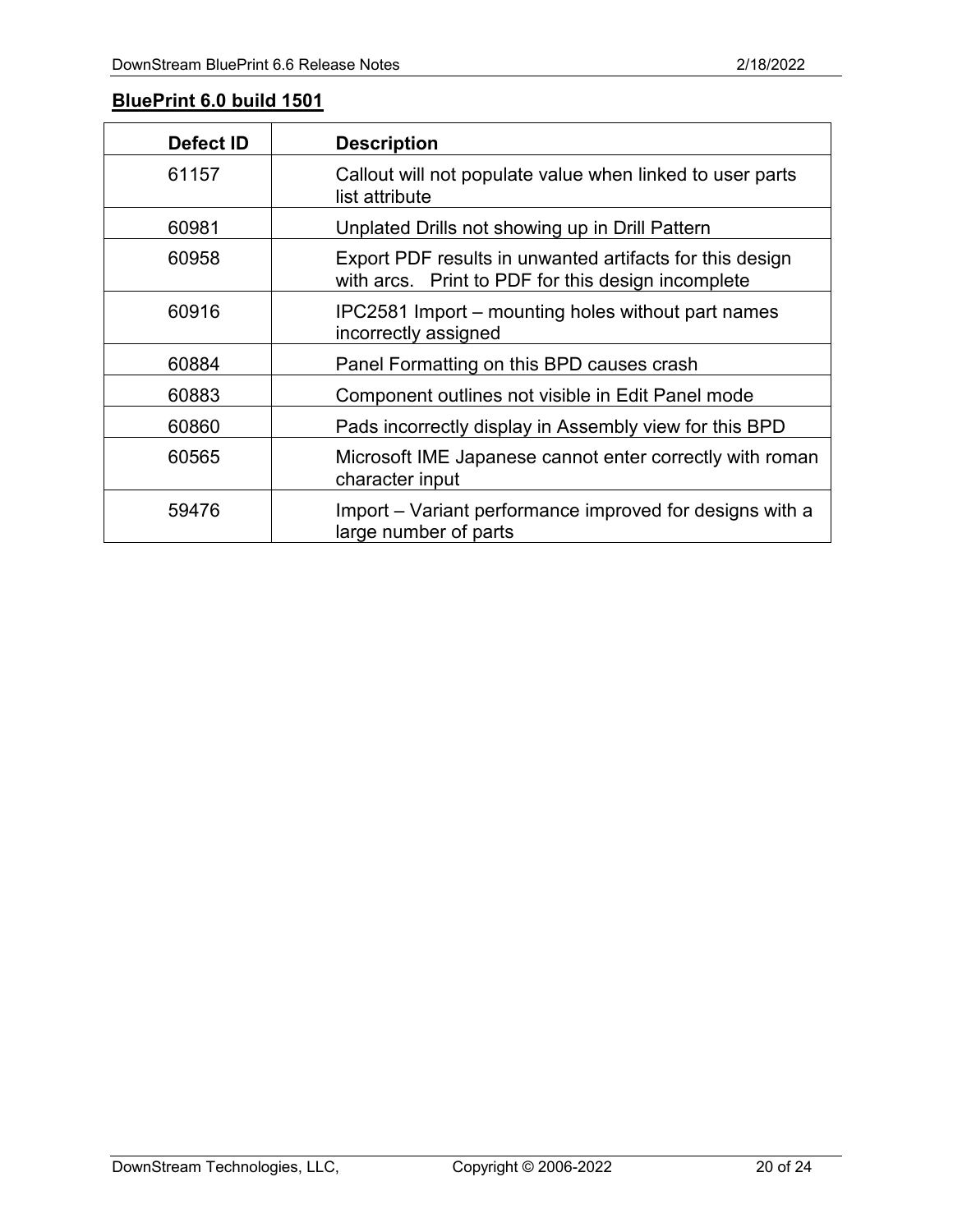**BluePrint 6.0 build 1501**

| Defect ID | Description |
|---|---|
| 61157 | Callout will not populate value when linked to user parts list attribute |
| 60981 | Unplated Drills not showing up in Drill Pattern |
| 60958 | Export PDF results in unwanted artifacts for this design with arcs. Print to PDF for this design incomplete |
| 60916 | IPC2581 Import – mounting holes without part names incorrectly assigned |
| 60884 | Panel Formatting on this BPD causes crash |
| 60883 | Component outlines not visible in Edit Panel mode |
| 60860 | Pads incorrectly display in Assembly view for this BPD |
| 60565 | Microsoft IME Japanese cannot enter correctly with roman character input |
| 59476 | Import – Variant performance improved for designs with a large number of parts |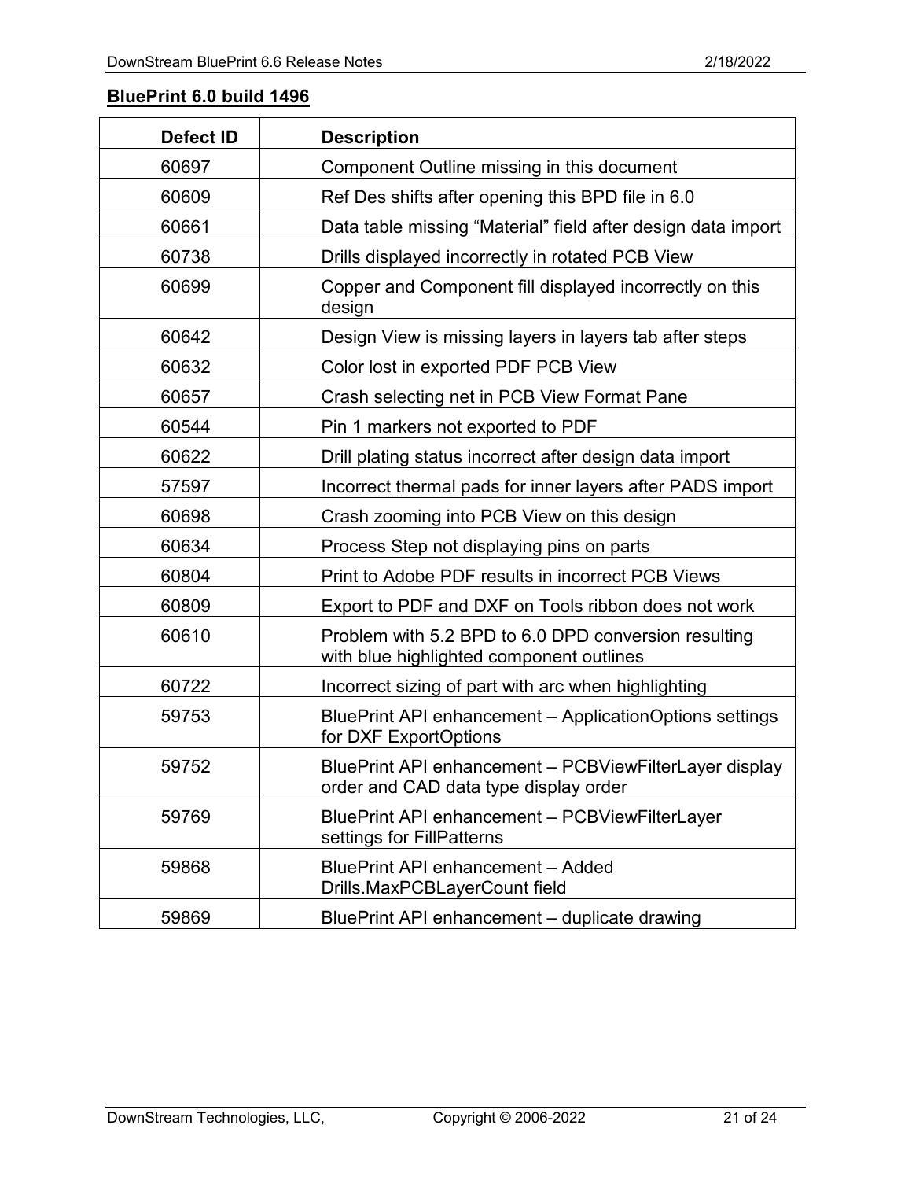**BluePrint 6.0 build 1496**

| Defect ID | Description |
| --- | --- |
| 60697 | Component Outline missing in this document |
| 60609 | Ref Des shifts after opening this BPD file in 6.0 |
| 60661 | Data table missing “Material” field after design data import |
| 60738 | Drills displayed incorrectly in rotated PCB View |
| 60699 | Copper and Component fill displayed incorrectly on this design |
| 60642 | Design View is missing layers in layers tab after steps |
| 60632 | Color lost in exported PDF PCB View |
| 60657 | Crash selecting net in PCB View Format Pane |
| 60544 | Pin 1 markers not exported to PDF |
| 60622 | Drill plating status incorrect after design data import |
| 57597 | Incorrect thermal pads for inner layers after PADS import |
| 60698 | Crash zooming into PCB View on this design |
| 60634 | Process Step not displaying pins on parts |
| 60804 | Print to Adobe PDF results in incorrect PCB Views |
| 60809 | Export to PDF and DXF on Tools ribbon does not work |
| 60610 | Problem with 5.2 BPD to 6.0 DPD conversion resulting with blue highlighted component outlines |
| 60722 | Incorrect sizing of part with arc when highlighting |
| 59753 | BluePrint API enhancement – ApplicationOptions settings for DXF ExportOptions |
| 59752 | BluePrint API enhancement – PCBViewFilterLayer display order and CAD data type display order |
| 59769 | BluePrint API enhancement – PCBViewFilterLayer settings for FillPatterns |
| 59868 | BluePrint API enhancement – Added Drills.MaxPCBLayerCount field |
| 59869 | BluePrint API enhancement – duplicate drawing |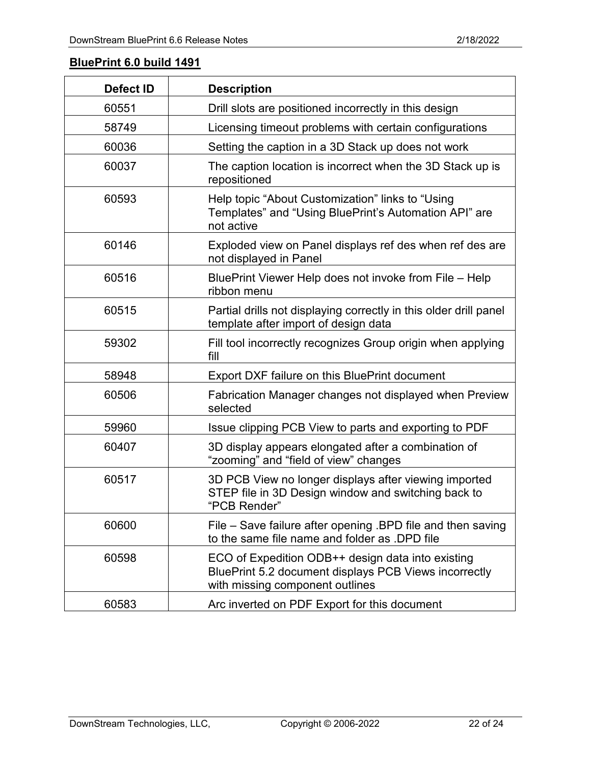## BluePrint 6.0 build 1491

| Defect ID | Description |
|---|---|
| 60551 | Drill slots are positioned incorrectly in this design |
| 58749 | Licensing timeout problems with certain configurations |
| 60036 | Setting the caption in a 3D Stack up does not work |
| 60037 | The caption location is incorrect when the 3D Stack up is repositioned |
| 60593 | Help topic “About Customization” links to “Using Templates” and “Using BluePrint’s Automation API” are not active |
| 60146 | Exploded view on Panel displays ref des when ref des are not displayed in Panel |
| 60516 | BluePrint Viewer Help does not invoke from File – Help ribbon menu |
| 60515 | Partial drills not displaying correctly in this older drill panel template after import of design data |
| 59302 | Fill tool incorrectly recognizes Group origin when applying fill |
| 58948 | Export DXF failure on this BluePrint document |
| 60506 | Fabrication Manager changes not displayed when Preview selected |
| 59960 | Issue clipping PCB View to parts and exporting to PDF |
| 60407 | 3D display appears elongated after a combination of “zooming” and “field of view” changes |
| 60517 | 3D PCB View no longer displays after viewing imported STEP file in 3D Design window and switching back to “PCB Render” |
| 60600 | File – Save failure after opening .BPD file and then saving to the same file name and folder as .DPD file |
| 60598 | ECO of Expedition ODB++ design data into existing BluePrint 5.2 document displays PCB Views incorrectly with missing component outlines |
| 60583 | Arc inverted on PDF Export for this document |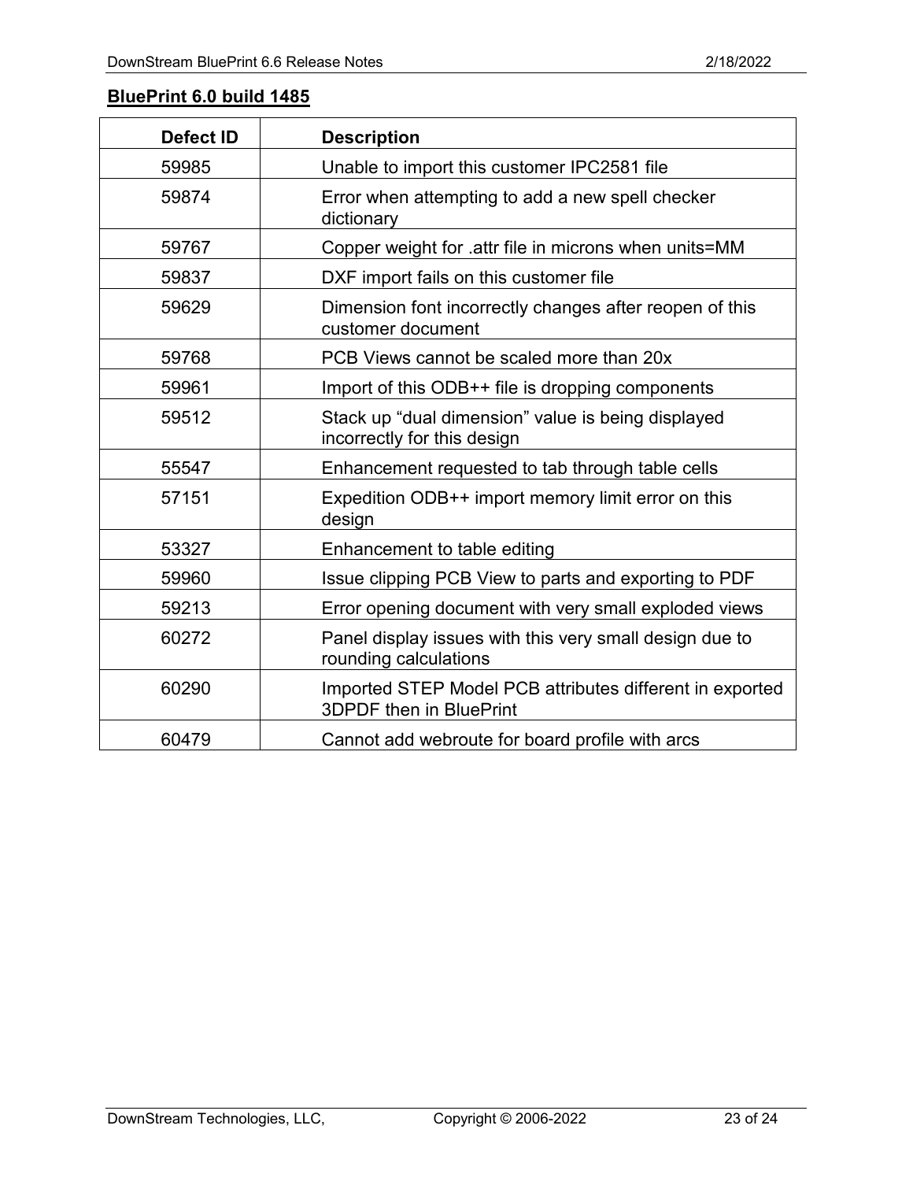**BluePrint 6.0 build 1485**

| Defect ID | Description |
|---|---|
| 59985 | Unable to import this customer IPC2581 file |
| 59874 | Error when attempting to add a new spell checker dictionary |
| 59767 | Copper weight for .attr file in microns when units=MM |
| 59837 | DXF import fails on this customer file |
| 59629 | Dimension font incorrectly changes after reopen of this customer document |
| 59768 | PCB Views cannot be scaled more than 20x |
| 59961 | Import of this ODB++ file is dropping components |
| 59512 | Stack up “dual dimension” value is being displayed incorrectly for this design |
| 55547 | Enhancement requested to tab through table cells |
| 57151 | Expedition ODB++ import memory limit error on this design |
| 53327 | Enhancement to table editing |
| 59960 | Issue clipping PCB View to parts and exporting to PDF |
| 59213 | Error opening document with very small exploded views |
| 60272 | Panel display issues with this very small design due to rounding calculations |
| 60290 | Imported STEP Model PCB attributes different in exported 3DPDF then in BluePrint |
| 60479 | Cannot add webroute for board profile with arcs |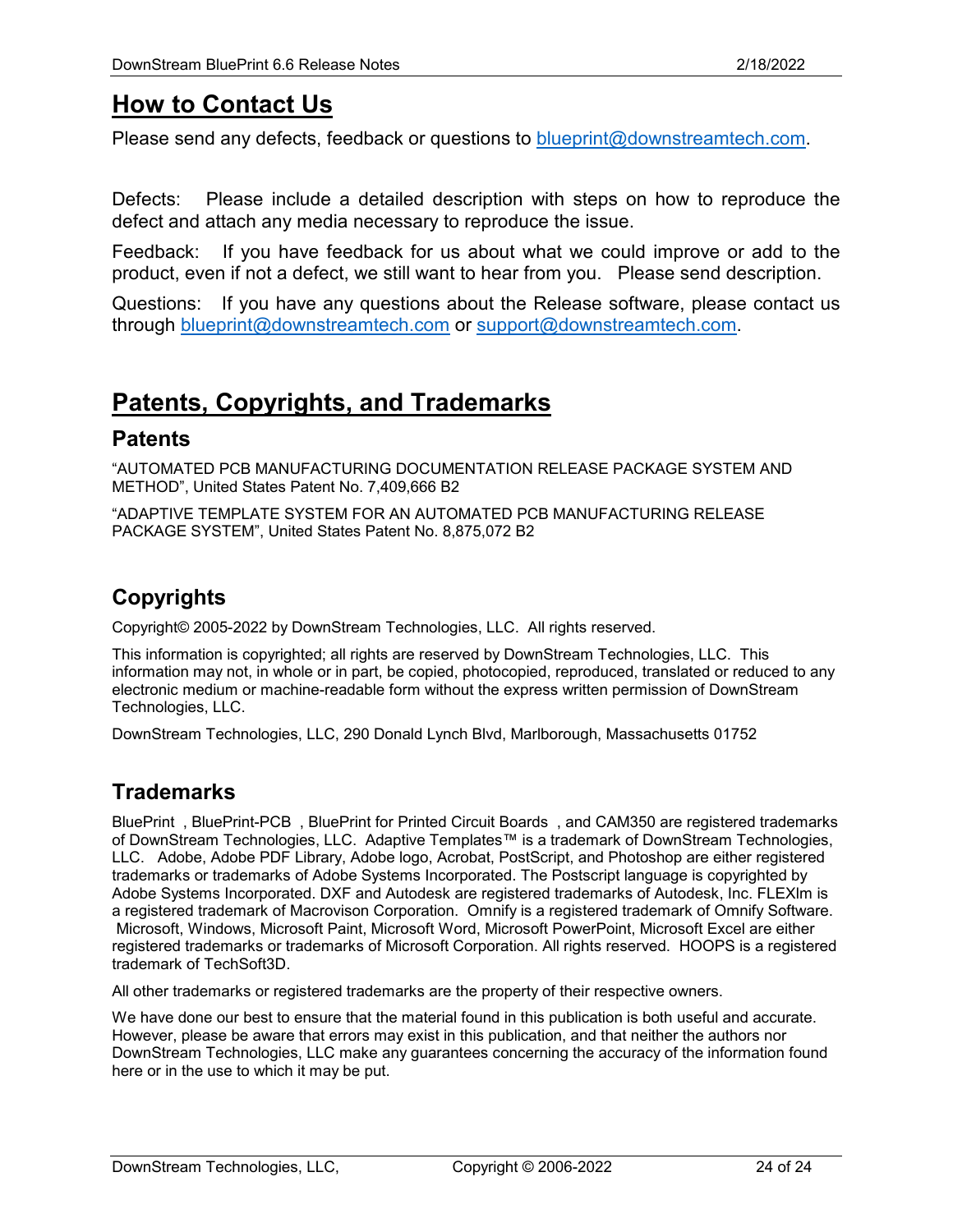# How to Contact Us

Please send any defects, feedback or questions to blueprint@downstreamtech.com.

Defects: Please include a detailed description with steps on how to reproduce the defect and attach any media necessary to reproduce the issue.

Feedback: If you have feedback for us about what we could improve or add to the product, even if not a defect, we still want to hear from you. Please send description.

Questions: If you have any questions about the Release software, please contact us through blueprint@downstreamtech.com or support@downstreamtech.com.

# Patents, Copyrights, and Trademarks

## Patents

"AUTOMATED PCB MANUFACTURING DOCUMENTATION RELEASE PACKAGE SYSTEM AND METHOD", United States Patent No. 7,409,666 B2

"ADAPTIVE TEMPLATE SYSTEM FOR AN AUTOMATED PCB MANUFACTURING RELEASE PACKAGE SYSTEM", United States Patent No. 8,875,072 B2

## Copyrights

Copyright© 2005-2022 by DownStream Technologies, LLC. All rights reserved.

This information is copyrighted; all rights are reserved by DownStream Technologies, LLC. This information may not, in whole or in part, be copied, photocopied, reproduced, translated or reduced to any electronic medium or machine-readable form without the express written permission of DownStream Technologies, LLC.

DownStream Technologies, LLC, 290 Donald Lynch Blvd, Marlborough, Massachusetts 01752

## Trademarks

BluePrint , BluePrint-PCB , BluePrint for Printed Circuit Boards , and CAM350 are registered trademarks of DownStream Technologies, LLC. Adaptive Templates™ is a trademark of DownStream Technologies, LLC. Adobe, Adobe PDF Library, Adobe logo, Acrobat, PostScript, and Photoshop are either registered trademarks or trademarks of Adobe Systems Incorporated. The Postscript language is copyrighted by Adobe Systems Incorporated. DXF and Autodesk are registered trademarks of Autodesk, Inc. FLEXlm is a registered trademark of Macrovison Corporation. Omnify is a registered trademark of Omnify Software. Microsoft, Windows, Microsoft Paint, Microsoft Word, Microsoft PowerPoint, Microsoft Excel are either registered trademarks or trademarks of Microsoft Corporation. All rights reserved. HOOPS is a registered trademark of TechSoft3D.

All other trademarks or registered trademarks are the property of their respective owners.

We have done our best to ensure that the material found in this publication is both useful and accurate. However, please be aware that errors may exist in this publication, and that neither the authors nor DownStream Technologies, LLC make any guarantees concerning the accuracy of the information found here or in the use to which it may be put.